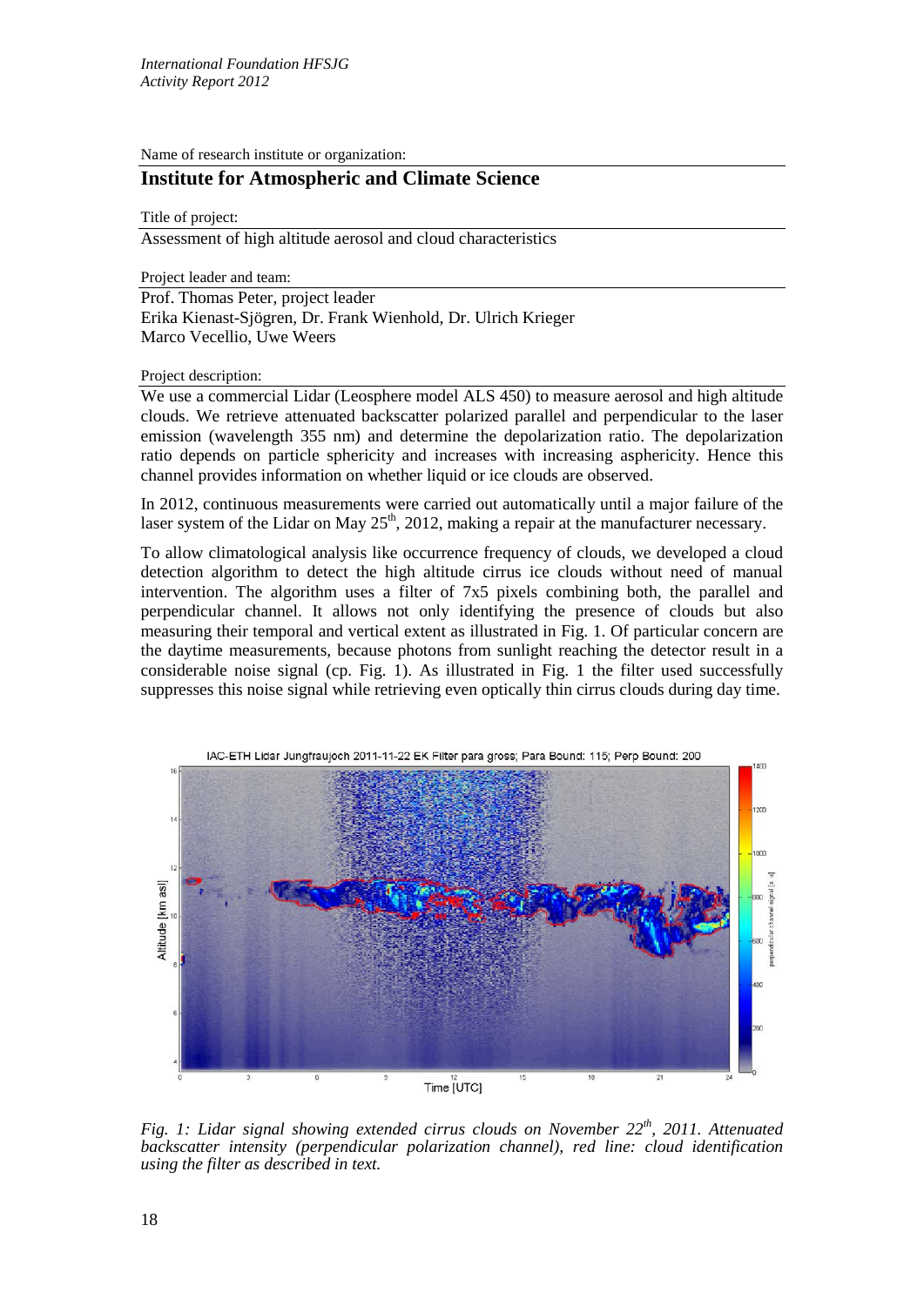Name of research institute or organization:

# Institute for Atmospheric and Climate Science

Title of project:

Assessment of high altitude aerosol and cloud characteristics

Project leader and team:

Prof. Thomas Peter, project leader
Erika Kienast-Sjögren, Dr. Frank Wienhold, Dr. Ulrich Krieger
Marco Vecellio, Uwe Weers

Project description:

We use a commercial Lidar (Leosphere model ALS 450) to measure aerosol and high altitude clouds. We retrieve attenuated backscatter polarized parallel and perpendicular to the laser emission (wavelength 355 nm) and determine the depolarization ratio. The depolarization ratio depends on particle sphericity and increases with increasing asphericity. Hence this channel provides information on whether liquid or ice clouds are observed.

In 2012, continuous measurements were carried out automatically until a major failure of the laser system of the Lidar on May 25[th], 2012, making a repair at the manufacturer necessary.

To allow climatological analysis like occurrence frequency of clouds, we developed a cloud detection algorithm to detect the high altitude cirrus ice clouds without need of manual intervention. The algorithm uses a filter of 7x5 pixels combining both, the parallel and perpendicular channel. It allows not only identifying the presence of clouds but also measuring their temporal and vertical extent as illustrated in Fig. 1. Of particular concern are the daytime measurements, because photons from sunlight reaching the detector result in a considerable noise signal (cp. Fig. 1). As illustrated in Fig. 1 the filter used successfully suppresses this noise signal while retrieving even optically thin cirrus clouds during day time.

*Fig. 1: Lidar signal showing extended cirrus clouds on November 22[th], 2011. Attenuated backscatter intensity (perpendicular polarization channel), red line: cloud identification using the filter as described in text.*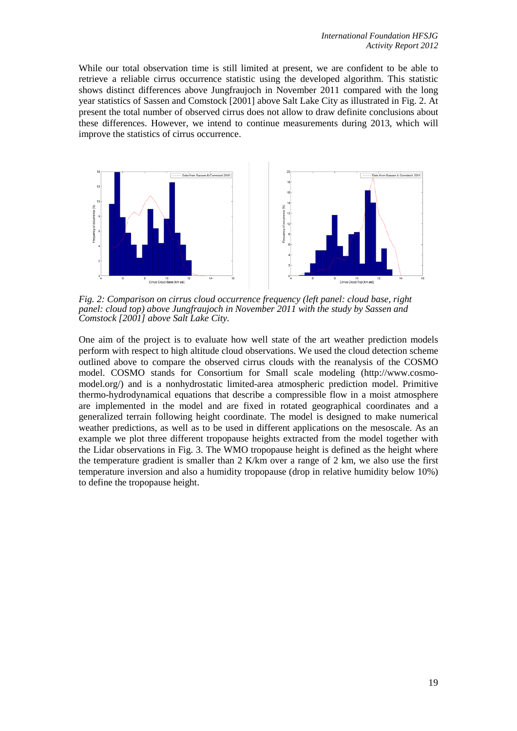While our total observation time is still limited at present, we are confident to be able to retrieve a reliable cirrus occurrence statistic using the developed algorithm. This statistic shows distinct differences above Jungfraujoch in November 2011 compared with the long year statistics of Sassen and Comstock [2001] above Salt Lake City as illustrated in Fig. 2. At present the total number of observed cirrus does not allow to draw definite conclusions about these differences. However, we intend to continue measurements during 2013, which will improve the statistics of cirrus occurrence.

*Fig. 2: Comparison on cirrus cloud occurrence frequency (left panel: cloud base, right panel: cloud top) above Jungfraujoch in November 2011 with the study by Sassen and Comstock [2001] above Salt Lake City.*

One aim of the project is to evaluate how well state of the art weather prediction models perform with respect to high altitude cloud observations. We used the cloud detection scheme outlined above to compare the observed cirrus clouds with the reanalysis of the COSMO model. COSMO stands for Consortium for Small scale modeling (http://www.cosmo-model.org/) and is a nonhydrostatic limited-area atmospheric prediction model. Primitive thermo-hydrodynamical equations that describe a compressible flow in a moist atmosphere are implemented in the model and are fixed in rotated geographical coordinates and a generalized terrain following height coordinate. The model is designed to make numerical weather predictions, as well as to be used in different applications on the mesoscale. As an example we plot three different tropopause heights extracted from the model together with the Lidar observations in Fig. 3. The WMO tropopause height is defined as the height where the temperature gradient is smaller than 2 K/km over a range of 2 km, we also use the first temperature inversion and also a humidity tropopause (drop in relative humidity below 10%) to define the tropopause height.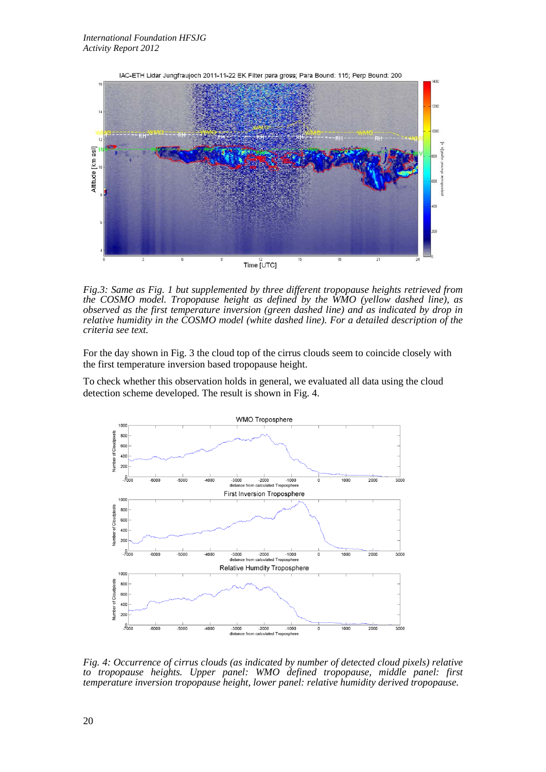*Fig.3: Same as Fig. 1 but supplemented by three different tropopause heights retrieved from the COSMO model. Tropopause height as defined by the WMO (yellow dashed line), as observed as the first temperature inversion (green dashed line) and as indicated by drop in relative humidity in the COSMO model (white dashed line). For a detailed description of the criteria see text.*

For the day shown in Fig. 3 the cloud top of the cirrus clouds seem to coincide closely with the first temperature inversion based tropopause height.

To check whether this observation holds in general, we evaluated all data using the cloud detection scheme developed. The result is shown in Fig. 4.

*Fig. 4: Occurrence of cirrus clouds (as indicated by number of detected cloud pixels) relative to tropopause heights. Upper panel: WMO defined tropopause, middle panel: first temperature inversion tropopause height, lower panel: relative humidity derived tropopause.*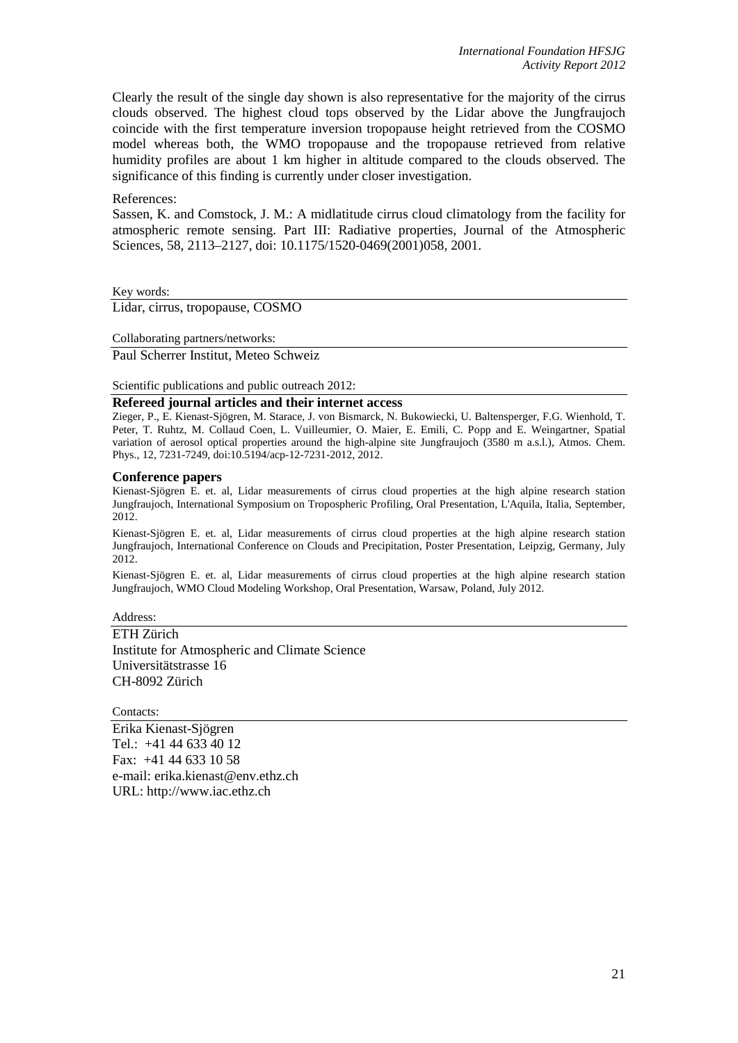Clearly the result of the single day shown is also representative for the majority of the cirrus clouds observed. The highest cloud tops observed by the Lidar above the Jungfraujoch coincide with the first temperature inversion tropopause height retrieved from the COSMO model whereas both, the WMO tropopause and the tropopause retrieved from relative humidity profiles are about 1 km higher in altitude compared to the clouds observed. The significance of this finding is currently under closer investigation.

References:

Sassen, K. and Comstock, J. M.: A midlatitude cirrus cloud climatology from the facility for atmospheric remote sensing. Part III: Radiative properties, Journal of the Atmospheric Sciences, 58, 2113–2127, doi: 10.1175/1520-0469(2001)058, 2001.

Key words:

Lidar, cirrus, tropopause, COSMO

Collaborating partners/networks:

Paul Scherrer Institut, Meteo Schweiz

Scientific publications and public outreach 2012:

**Refereed journal articles and their internet access**

Zieger, P., E. Kienast-Sjögren, M. Starace, J. von Bismarck, N. Bukowiecki, U. Baltensperger, F.G. Wienhold, T. Peter, T. Ruhtz, M. Collaud Coen, L. Vuilleumier, O. Maier, E. Emili, C. Popp and E. Weingartner, Spatial variation of aerosol optical properties around the high-alpine site Jungfraujoch (3580 m a.s.l.), Atmos. Chem. Phys., 12, 7231-7249, doi:10.5194/acp-12-7231-2012, 2012.

**Conference papers**

Kienast-Sjögren E. et. al, Lidar measurements of cirrus cloud properties at the high alpine research station Jungfraujoch, International Symposium on Tropospheric Profiling, Oral Presentation, L'Aquila, Italia, September, 2012.

Kienast-Sjögren E. et. al, Lidar measurements of cirrus cloud properties at the high alpine research station Jungfraujoch, International Conference on Clouds and Precipitation, Poster Presentation, Leipzig, Germany, July 2012.

Kienast-Sjögren E. et. al, Lidar measurements of cirrus cloud properties at the high alpine research station Jungfraujoch, WMO Cloud Modeling Workshop, Oral Presentation, Warsaw, Poland, July 2012.

Address:

ETH Zürich
Institute for Atmospheric and Climate Science
Universitätstrasse 16
CH-8092 Zürich

Contacts:

Erika Kienast-Sjögren
Tel.: +41 44 633 40 12
Fax: +41 44 633 10 58
e-mail: erika.kienast@env.ethz.ch
URL: http://www.iac.ethz.ch